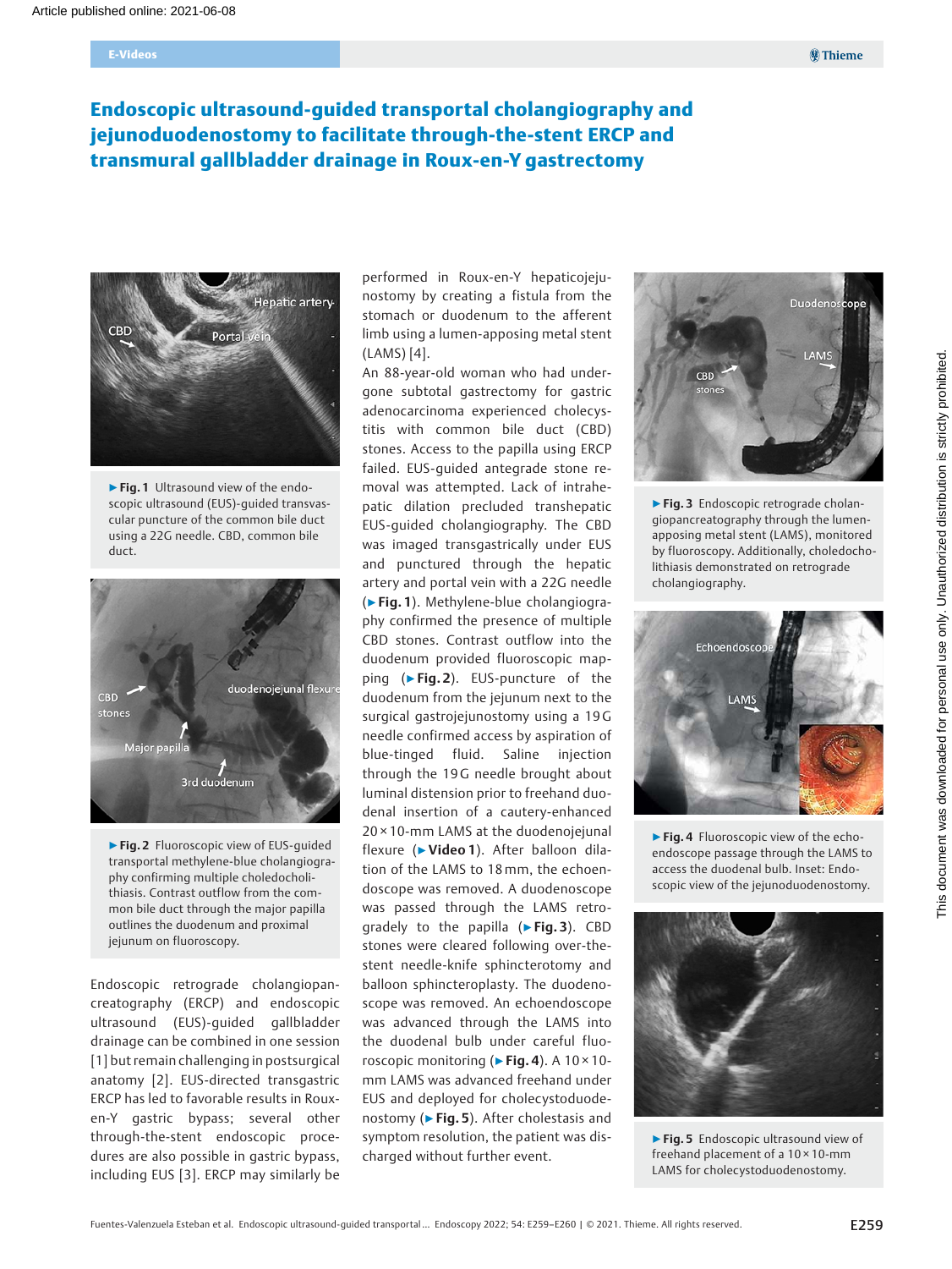# Endoscopic ultrasound-guided transportal cholangiography and jejunoduodenostomy to facilitate through-the-stent ERCP and transmural gallbladder drainage in Roux-en-Y gastrectomy

▶ **Fig. 1** Ultrasound view of the endoscopic ultrasound (EUS)-guided transvascular puncture of the common bile duct using a 22G needle. CBD, common bile duct.

▶ **Fig. 2** Fluoroscopic view of EUS-guided transportal methylene-blue cholangiography confirming multiple choledocholithiasis. Contrast outflow from the common bile duct through the major papilla outlines the duodenum and proximal jejunum on fluoroscopy.

Endoscopic retrograde cholangiopancreatography (ERCP) and endoscopic ultrasound (EUS)-guided gallbladder drainage can be combined in one session [1] but remain challenging in postsurgical anatomy [2]. EUS-directed transgastric ERCP has led to favorable results in Roux-en-Y gastric bypass; several other through-the-stent endoscopic procedures are also possible in gastric bypass, including EUS [3]. ERCP may similarly be performed in Roux-en-Y hepaticojejunostomy by creating a fistula from the stomach or duodenum to the afferent limb using a lumen-apposing metal stent (LAMS) [4].

An 88-year-old woman who had undergone subtotal gastrectomy for gastric adenocarcinoma experienced cholecystitis with common bile duct (CBD) stones. Access to the papilla using ERCP failed. EUS-guided antegrade stone removal was attempted. Lack of intrahepatic dilation precluded transhepatic EUS-guided cholangiography. The CBD was imaged transgastrically under EUS and punctured through the hepatic artery and portal vein with a 22G needle (▶ **Fig. 1**). Methylene-blue cholangiography confirmed the presence of multiple CBD stones. Contrast outflow into the duodenum provided fluoroscopic mapping (▶ **Fig. 2**). EUS-puncture of the duodenum from the jejunum next to the surgical gastrojejunostomy using a 19G needle confirmed access by aspiration of blue-tinged fluid. Saline injection through the 19G needle brought about luminal distension prior to freehand duodenal insertion of a cautery-enhanced 20 × 10-mm LAMS at the duodenojejunal flexure (▶ **Video 1**). After balloon dilation of the LAMS to 18 mm, the echoendoscope was removed. A duodenoscope was passed through the LAMS retrogradely to the papilla (▶ **Fig. 3**). CBD stones were cleared following over-the-stent needle-knife sphincterotomy and balloon sphincteroplasty. The duodenoscope was removed. An echoendoscope was advanced through the LAMS into the duodenal bulb under careful fluoroscopic monitoring (▶ **Fig. 4**). A 10 × 10-mm LAMS was advanced freehand under EUS and deployed for cholecystoduodenostomy (▶ **Fig. 5**). After cholestasis and symptom resolution, the patient was discharged without further event.

▶ **Fig. 3** Endoscopic retrograde cholangiopancreatography through the lumen-apposing metal stent (LAMS), monitored by fluoroscopy. Additionally, choledocholithiasis demonstrated on retrograde cholangiography.

▶ **Fig. 4** Fluoroscopic view of the echoendoscope passage through the LAMS to access the duodenal bulb. Inset: Endoscopic view of the jejunoduodenostomy.

▶ **Fig. 5** Endoscopic ultrasound view of freehand placement of a 10 × 10-mm LAMS for cholecystoduodenostomy.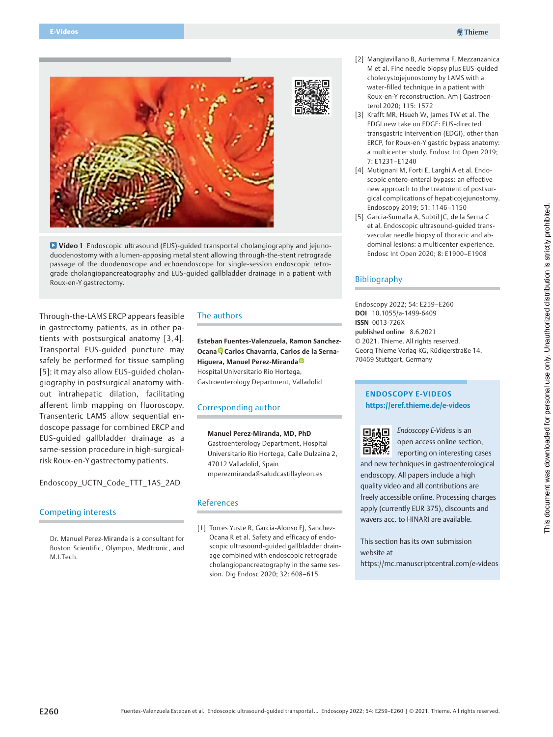**Video 1** Endoscopic ultrasound (EUS)-guided transportal cholangiography and jejunoduodenostomy with a lumen-apposing metal stent allowing through-the-stent retrograde passage of the duodenoscope and echoendoscope for single-session endoscopic retrograde cholangiopancreatography and EUS-guided gallbladder drainage in a patient with Roux-en-Y gastrectomy.

Through-the-LAMS ERCP appears feasible in gastrectomy patients, as in other patients with postsurgical anatomy [3, 4]. Transportal EUS-guided puncture may safely be performed for tissue sampling [5]; it may also allow EUS-guided cholangiography in postsurgical anatomy without intrahepatic dilation, facilitating afferent limb mapping on fluoroscopy. Transenteric LAMS allow sequential endoscope passage for combined ERCP and EUS-guided gallbladder drainage as a same-session procedure in high-surgical-risk Roux-en-Y gastrectomy patients.

Endoscopy_UCTN_Code_TTT_1AS_2AD

## Competing interests

Dr. Manuel Perez-Miranda is a consultant for Boston Scientific, Olympus, Medtronic, and M.I.Tech.

## The authors

**Esteban Fuentes-Valenzuela, Ramon Sanchez-Ocana, Carlos Chavarría, Carlos de la Serna-Higuera, Manuel Perez-Miranda**
Hospital Universitario Rio Hortega, Gastroenterology Department, Valladolid

## Corresponding author

**Manuel Perez-Miranda, MD, PhD**
Gastroenterology Department, Hospital Universitario Rio Hortega, Calle Dulzaina 2, 47012 Valladolid, Spain
mperezmiranda@saludcastillayleon.es

## References

[1] Torres Yuste R, Garcia-Alonso FJ, Sanchez-Ocana R et al. Safety and efficacy of endoscopic ultrasound-guided gallbladder drainage combined with endoscopic retrograde cholangiopancreatography in the same session. Dig Endosc 2020; 32: 608–615

[2] Mangiavillano B, Auriemma F, Mezzanzanica M et al. Fine needle biopsy plus EUS-guided cholecystojejunostomy by LAMS with a water-filled technique in a patient with Roux-en-Y reconstruction. Am J Gastroenterol 2020; 115: 1572

[3] Krafft MR, Hsueh W, James TW et al. The EDGI new take on EDGE: EUS-directed transgastric intervention (EDGI), other than ERCP, for Roux-en-Y gastric bypass anatomy: a multicenter study. Endosc Int Open 2019; 7: E1231–E1240

[4] Mutignani M, Forti E, Larghi A et al. Endoscopic entero-enteral bypass: an effective new approach to the treatment of postsurgical complications of hepaticojejunostomy. Endoscopy 2019; 51: 1146–1150

[5] Garcia-Sumalla A, Subtil JC, de la Serna C et al. Endoscopic ultrasound-guided transvascular needle biopsy of thoracic and abdominal lesions: a multicenter experience. Endosc Int Open 2020; 8: E1900–E1908

## Bibliography

Endoscopy 2022; 54: E259–E260
**DOI** 10.1055/a-1499-6409
**ISSN** 0013-726X
**published online** 8.6.2021
© 2021. Thieme. All rights reserved.
Georg Thieme Verlag KG, Rüdigerstraße 14, 70469 Stuttgart, Germany

**ENDOSCOPY E-VIDEOS**
**https://eref.thieme.de/e-videos**

*Endoscopy E-Videos* is an open access online section, reporting on interesting cases and new techniques in gastroenterological endoscopy. All papers include a high quality video and all contributions are freely accessible online. Processing charges apply (currently EUR 375), discounts and wavers acc. to HINARI are available.

This section has its own submission website at https://mc.manuscriptcentral.com/e-videos